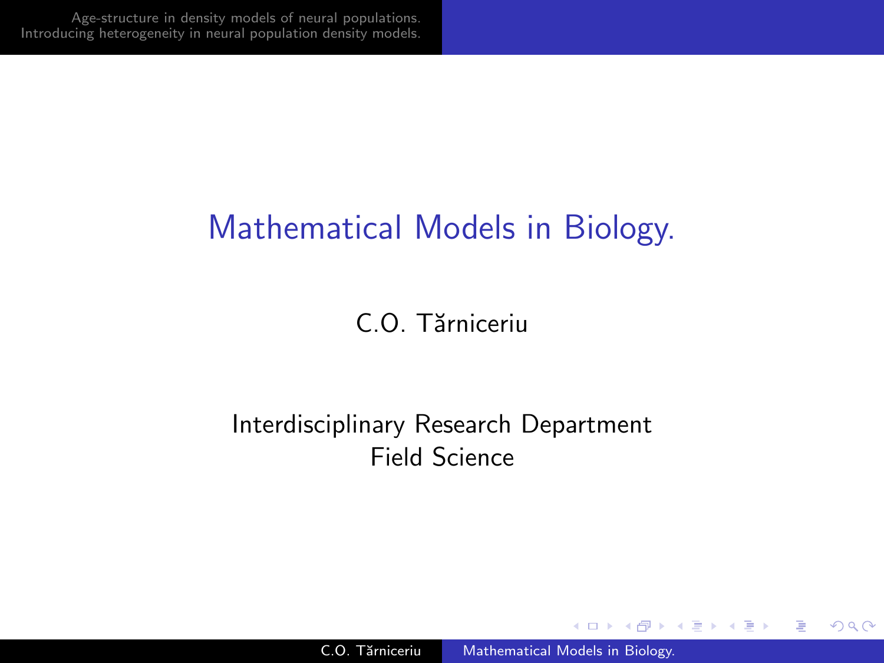# Mathematical Models in Biology.

C.O. Tărniceriu

Interdisciplinary Research Department
Field Science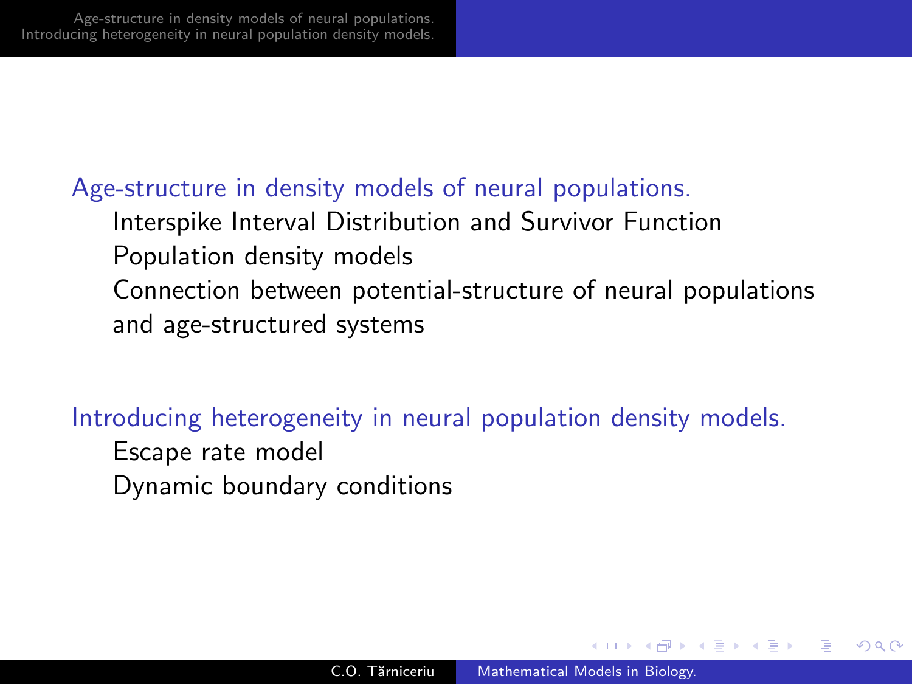## Age-structure in density models of neural populations.

- Interspike Interval Distribution and Survivor Function
- Population density models
- Connection between potential-structure of neural populations and age-structured systems

## Introducing heterogeneity in neural population density models.

- Escape rate model
- Dynamic boundary conditions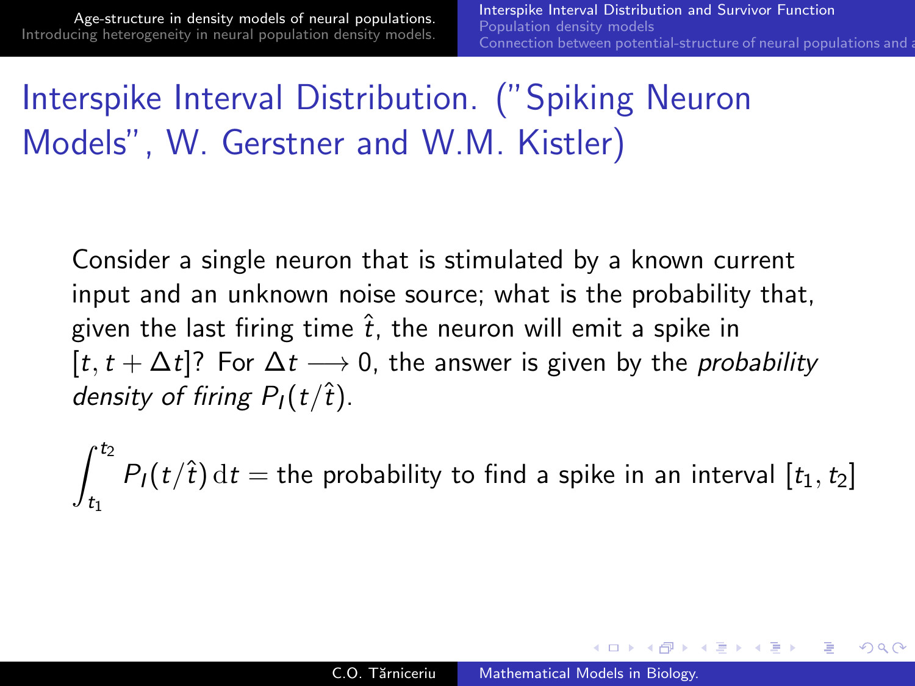# Interspike Interval Distribution. ("Spiking Neuron Models", W. Gerstner and W.M. Kistler)

Consider a single neuron that is stimulated by a known current input and an unknown noise source; what is the probability that, given the last firing time $\hat{t}$, the neuron will emit a spike in $[t, t + \Delta t]$? For $\Delta t \longrightarrow 0$, the answer is given by the *probability density of firing* $P_I(t/\hat{t})$.

$$\int_{t_1}^{t_2} P_I(t/\hat{t})\,\mathrm{d}t = \text{the probability to find a spike in an interval } [t_1, t_2]$$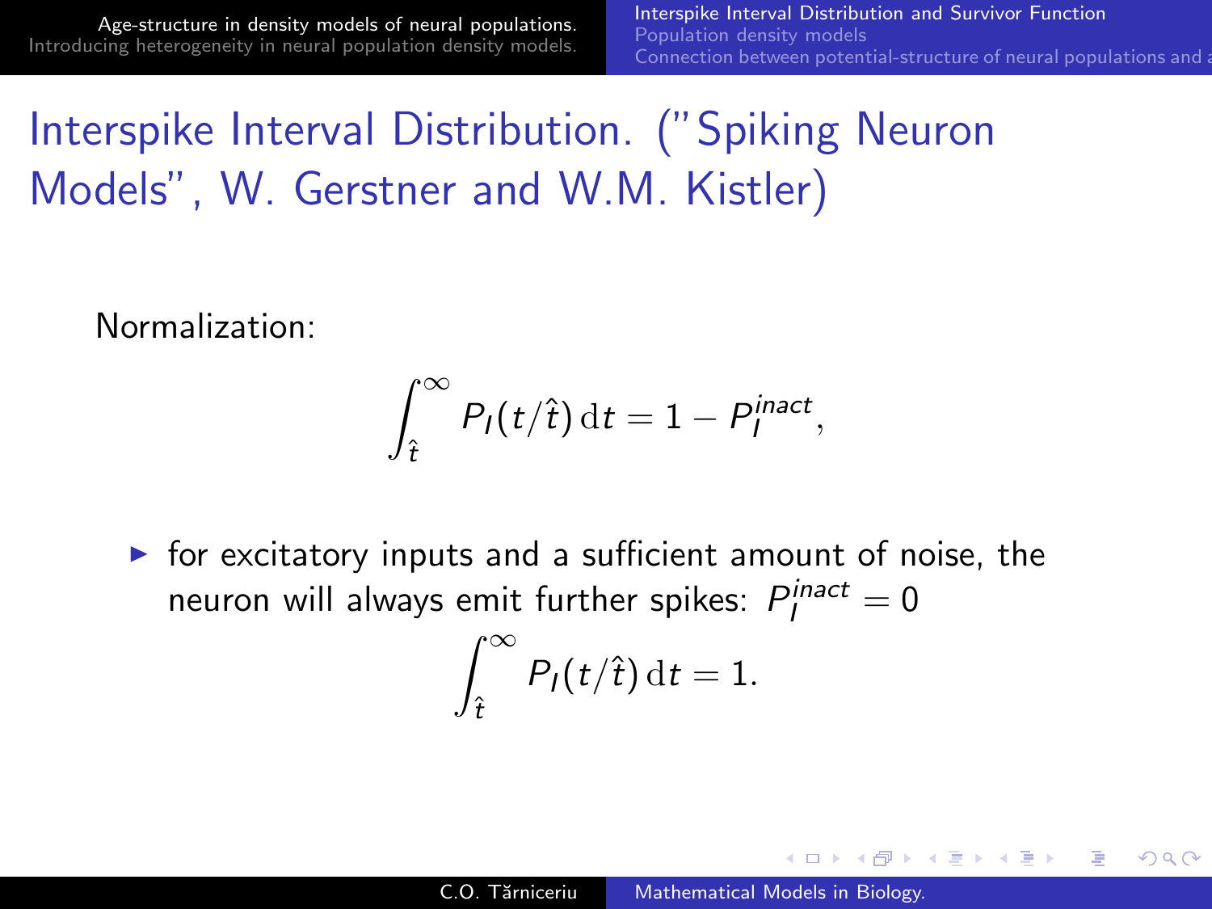# Interspike Interval Distribution. ("Spiking Neuron Models", W. Gerstner and W.M. Kistler)

Normalization:

$$\int_{\hat{t}}^{\infty} P_I(t/\hat{t})\,\mathrm{d}t = 1 - P_I^{inact},$$

- for excitatory inputs and a sufficient amount of noise, the neuron will always emit further spikes: $P_I^{inact} = 0$

$$\int_{\hat{t}}^{\infty} P_I(t/\hat{t})\,\mathrm{d}t = 1.$$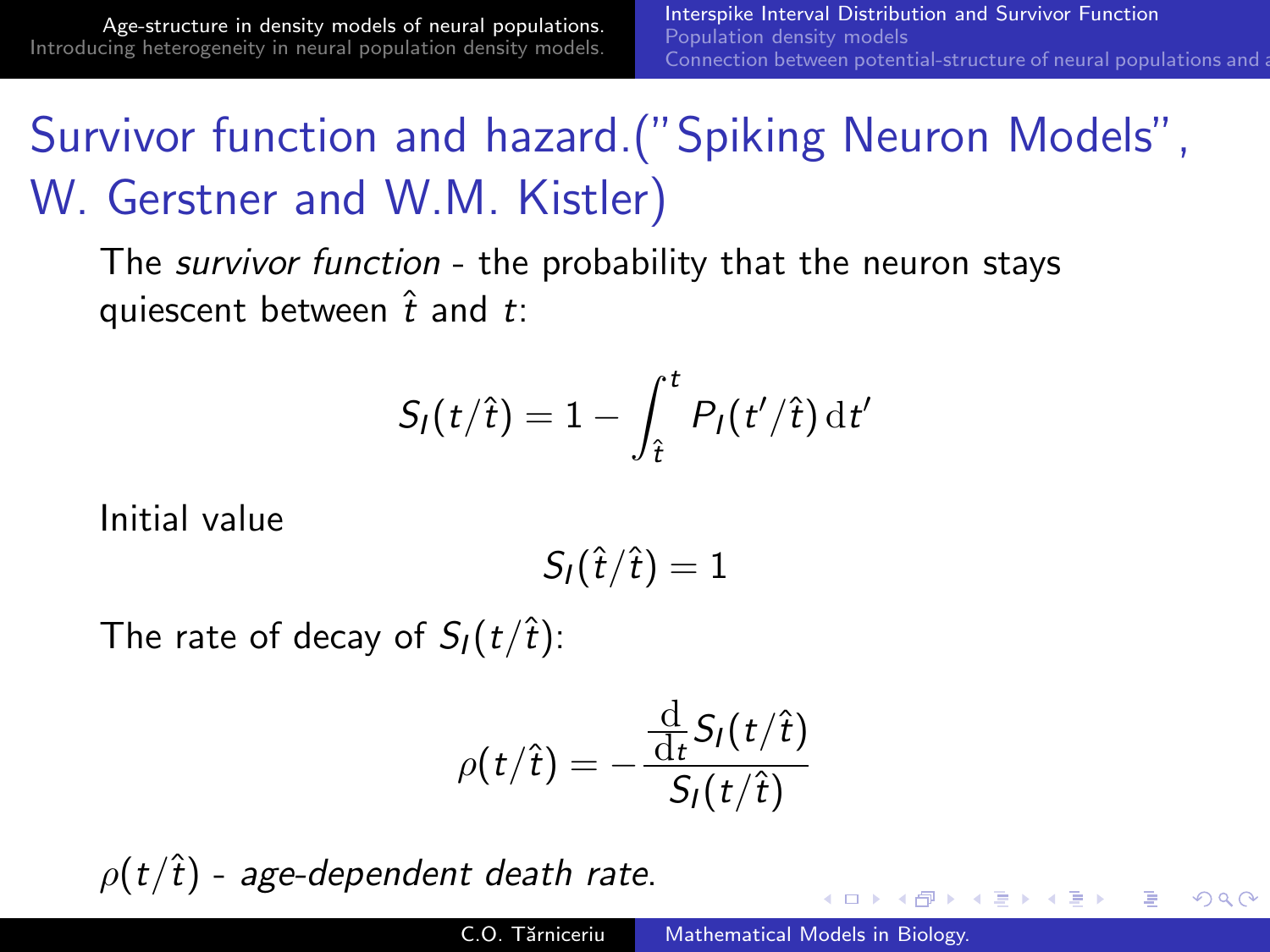# Survivor function and hazard.("Spiking Neuron Models", W. Gerstner and W.M. Kistler)

The *survivor function* - the probability that the neuron stays quiescent between $\hat{t}$ and $t$:

$$S_I(t/\hat{t}) = 1 - \int_{\hat{t}}^{t} P_I(t'/\hat{t})\, \mathrm{d}t'$$

Initial value

$$S_I(\hat{t}/\hat{t}) = 1$$

The rate of decay of $S_I(t/\hat{t})$:

$$\rho(t/\hat{t}) = -\frac{\frac{\mathrm{d}}{\mathrm{d}t} S_I(t/\hat{t})}{S_I(t/\hat{t})}$$

$\rho(t/\hat{t})$ - *age-dependent death rate*.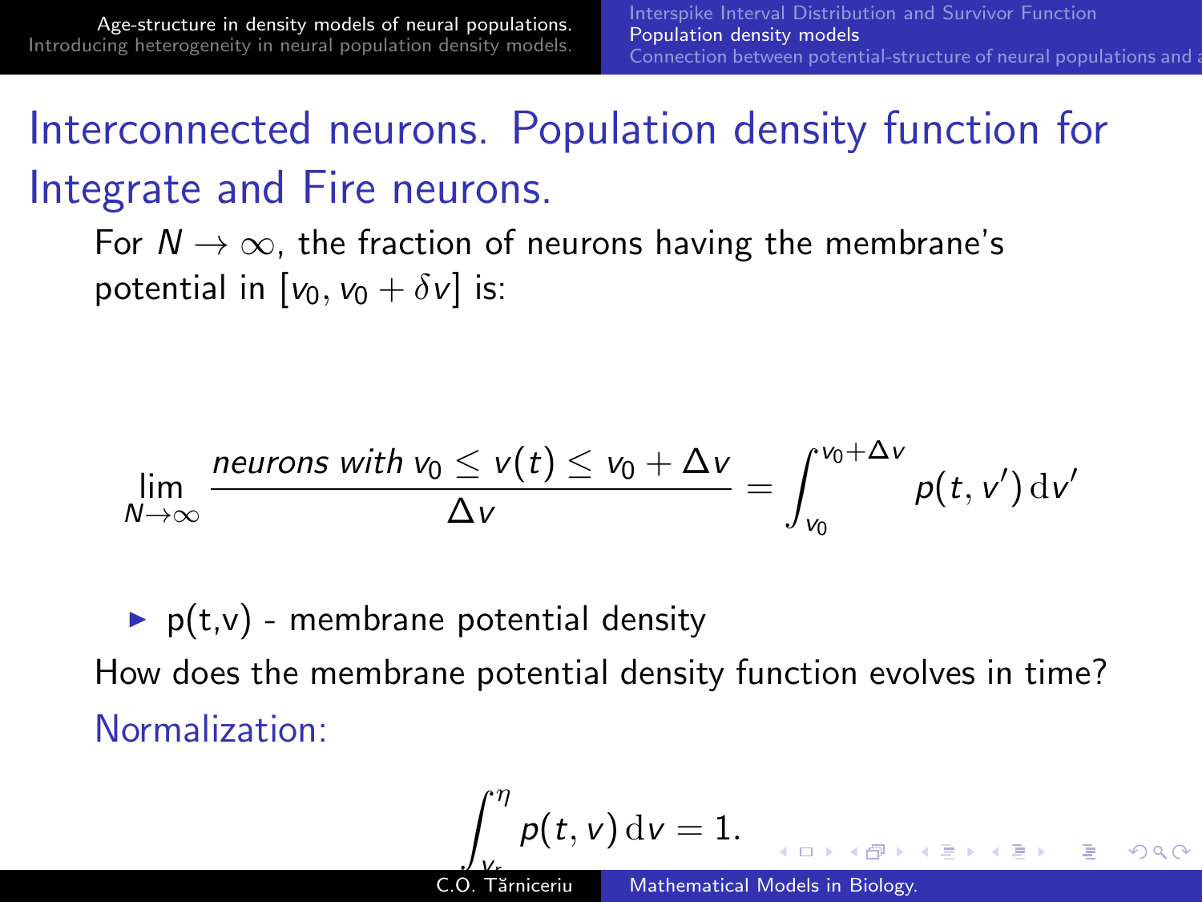# Interconnected neurons. Population density function for Integrate and Fire neurons.

For $N \to \infty$, the fraction of neurons having the membrane's potential in $[v_0, v_0 + \delta v]$ is:

$$\lim_{N \to \infty} \frac{\textit{neurons with } v_0 \leq v(t) \leq v_0 + \Delta v}{\Delta v} = \int_{v_0}^{v_0 + \Delta v} p(t, v')\,\mathrm{d}v'$$

- p(t,v) - membrane potential density

How does the membrane potential density function evolves in time?

Normalization:

$$\int_{v_r}^{\eta} p(t, v)\,\mathrm{d}v = 1.$$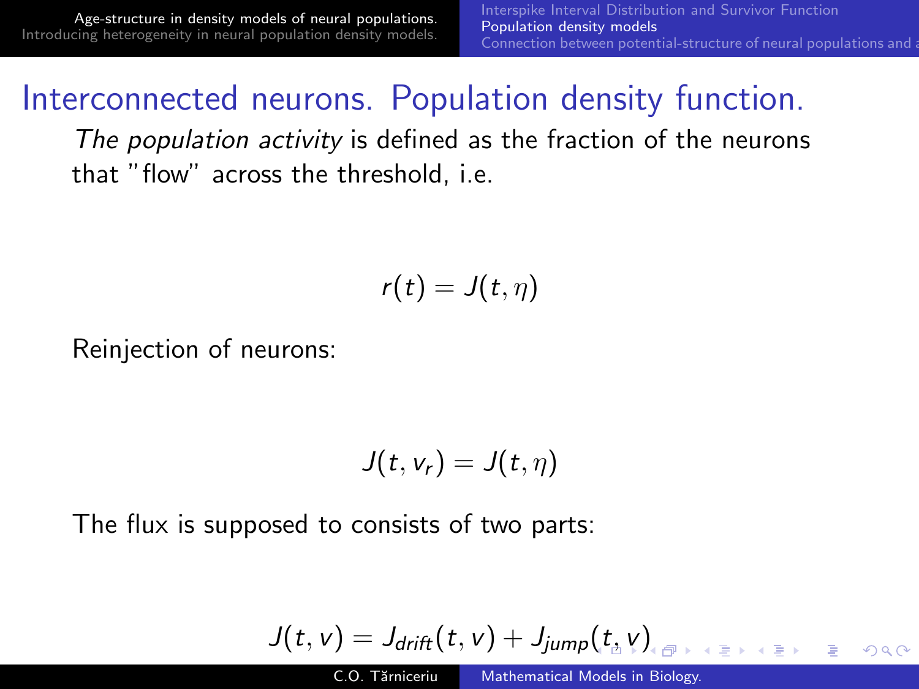# Interconnected neurons. Population density function.

*The population activity* is defined as the fraction of the neurons that "flow" across the threshold, i.e.

$$r(t) = J(t, \eta)$$

Reinjection of neurons:

$$J(t, v_r) = J(t, \eta)$$

The flux is supposed to consists of two parts:

$$J(t, v) = J_{drift}(t, v) + J_{jump}(t, v)$$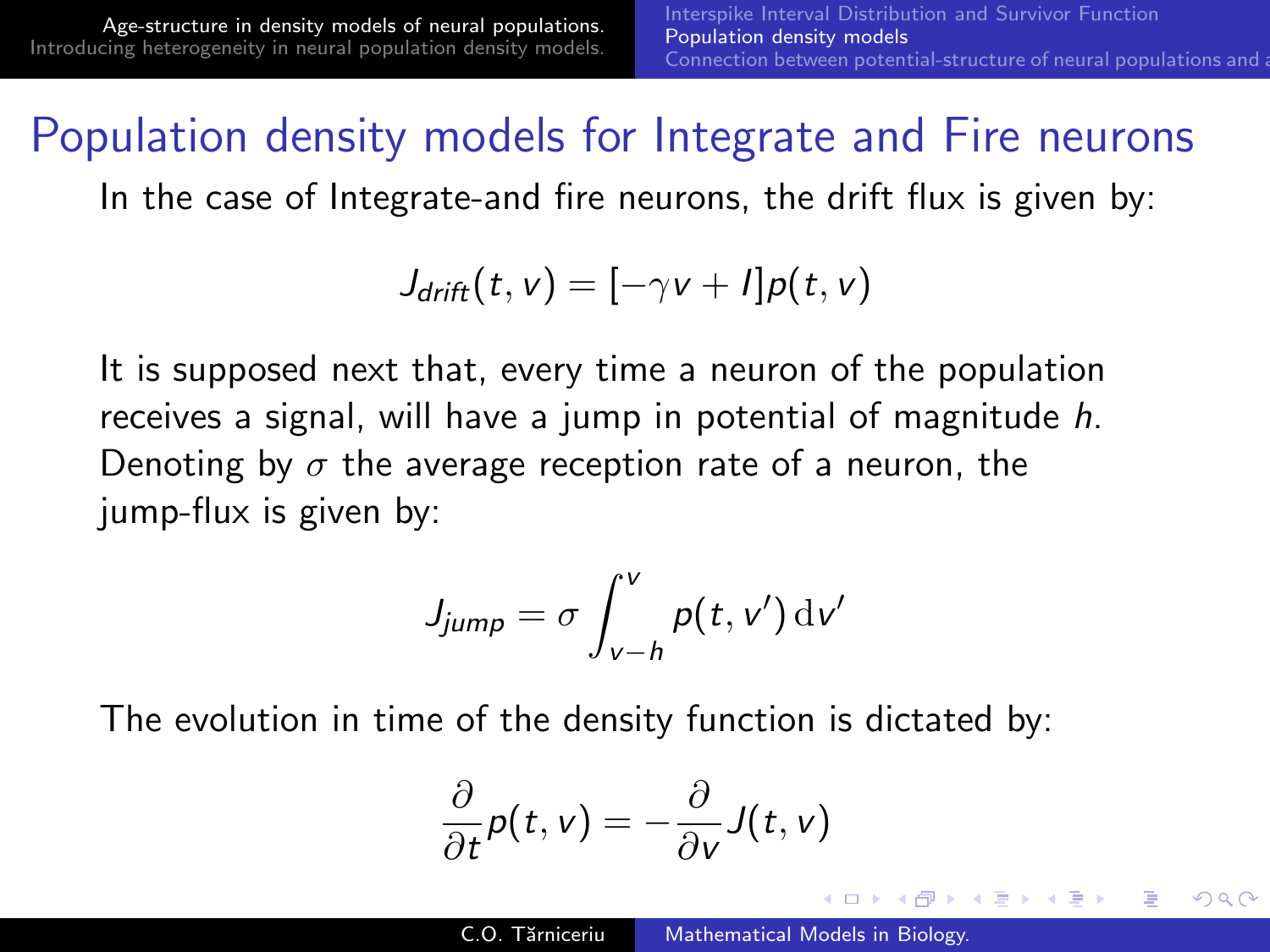# Population density models for Integrate and Fire neurons

In the case of Integrate-and fire neurons, the drift flux is given by:

$$J_{drift}(t,v) = [-\gamma v + I]p(t,v)$$

It is supposed next that, every time a neuron of the population receives a signal, will have a jump in potential of magnitude $h$. Denoting by $\sigma$ the average reception rate of a neuron, the jump-flux is given by:

$$J_{jump} = \sigma \int_{v-h}^{v} p(t,v')\,\mathrm{d}v'$$

The evolution in time of the density function is dictated by:

$$\frac{\partial}{\partial t}p(t,v) = -\frac{\partial}{\partial v}J(t,v)$$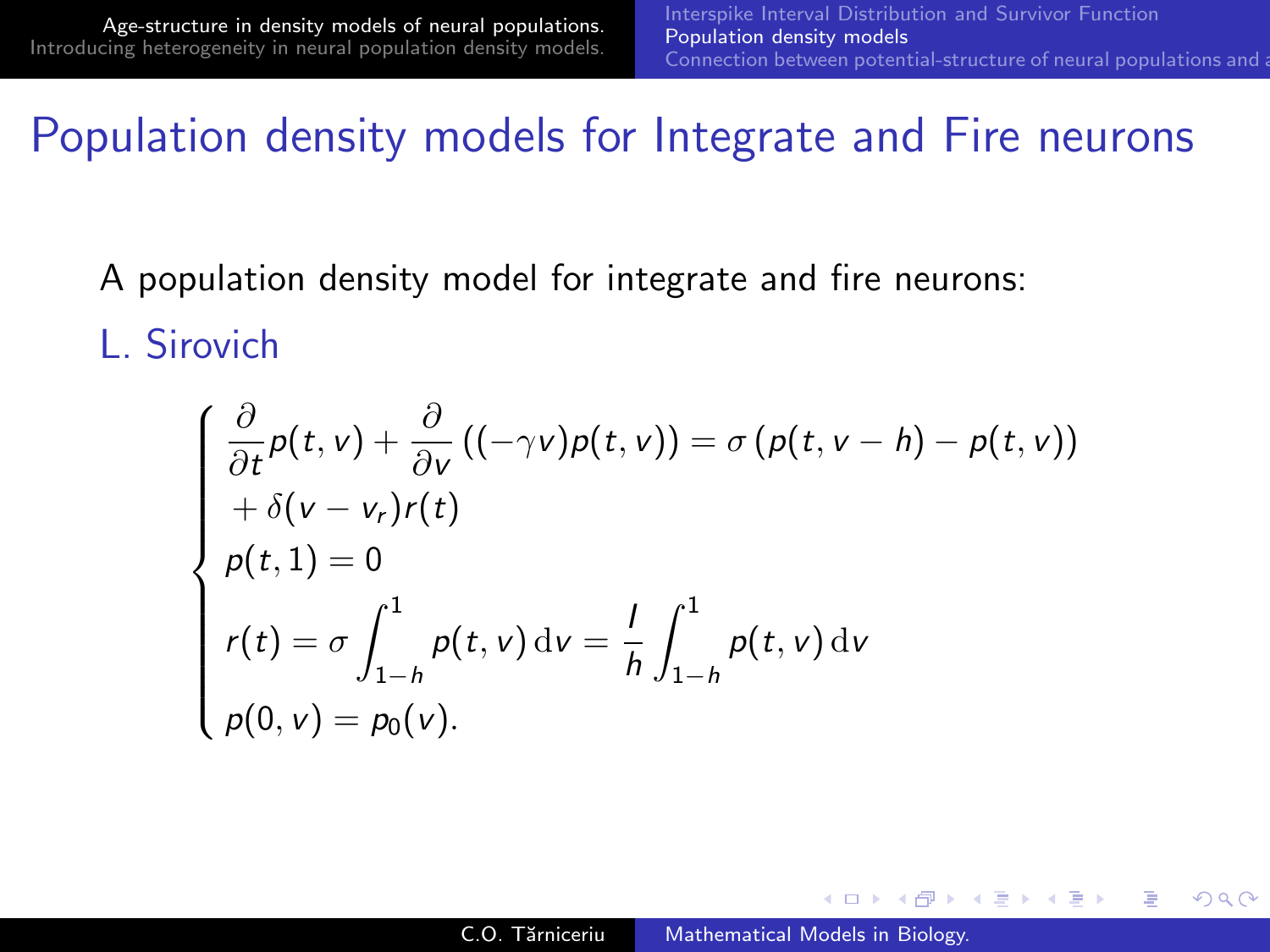# Population density models for Integrate and Fire neurons

A population density model for integrate and fire neurons:

L. Sirovich

$$
\begin{cases}
\dfrac{\partial}{\partial t} p(t,v) + \dfrac{\partial}{\partial v}\left((-\gamma v) p(t,v)\right) = \sigma\left(p(t, v-h) - p(t,v)\right) \\
+\, \delta(v - v_r) r(t) \\
p(t,1) = 0 \\
r(t) = \sigma \displaystyle\int_{1-h}^{1} p(t,v)\,\mathrm{d}v = \dfrac{I}{h} \displaystyle\int_{1-h}^{1} p(t,v)\,\mathrm{d}v \\
p(0,v) = p_0(v).
\end{cases}
$$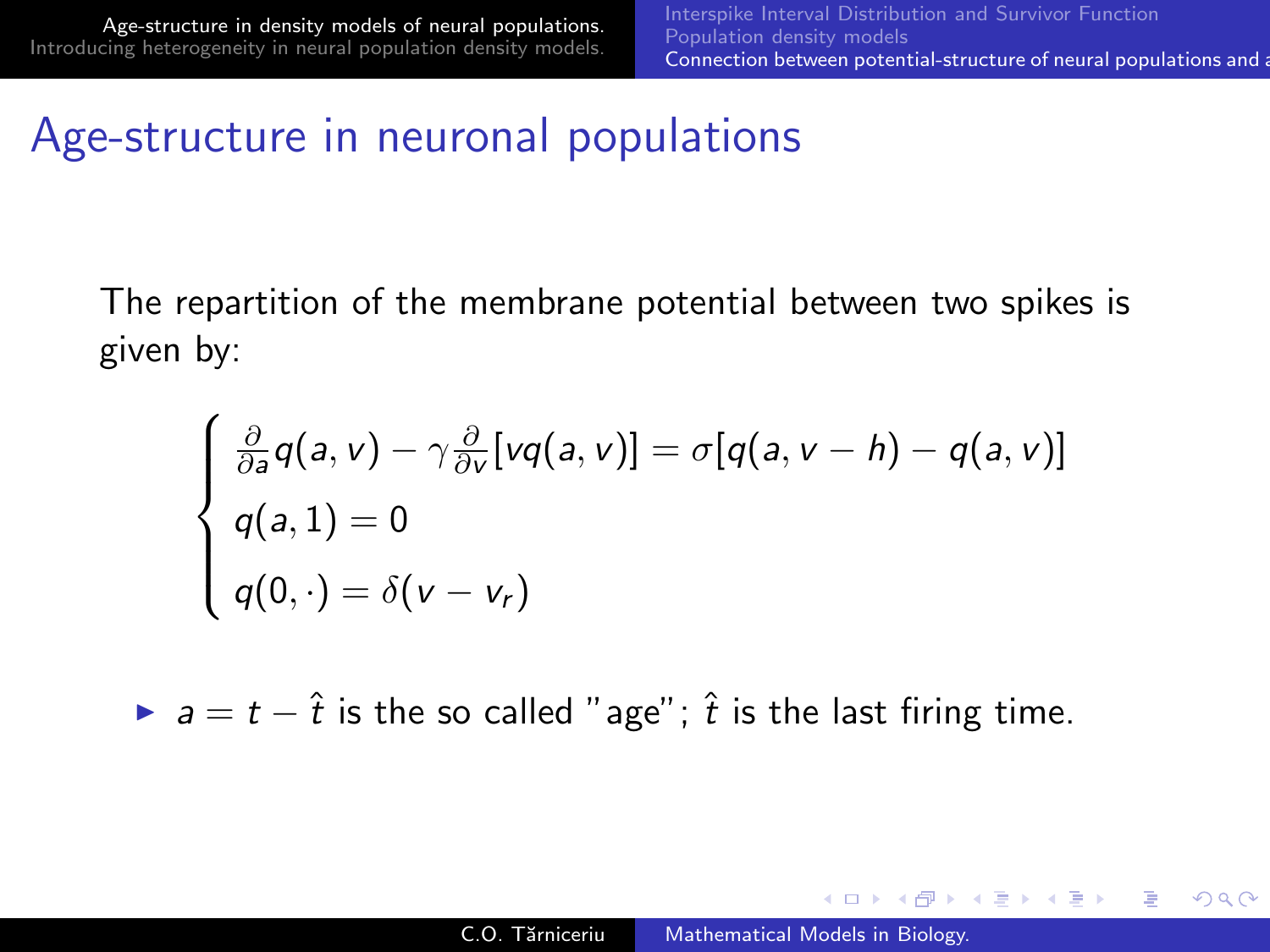# Age-structure in neuronal populations

The repartition of the membrane potential between two spikes is given by:

$$
\begin{cases}
\frac{\partial}{\partial a} q(a,v) - \gamma \frac{\partial}{\partial v}[v q(a,v)] = \sigma[q(a,v-h) - q(a,v)] \\
q(a,1) = 0 \\
q(0,\cdot) = \delta(v - v_r)
\end{cases}
$$

- $a = t - \hat{t}$ is the so called "age"; $\hat{t}$ is the last firing time.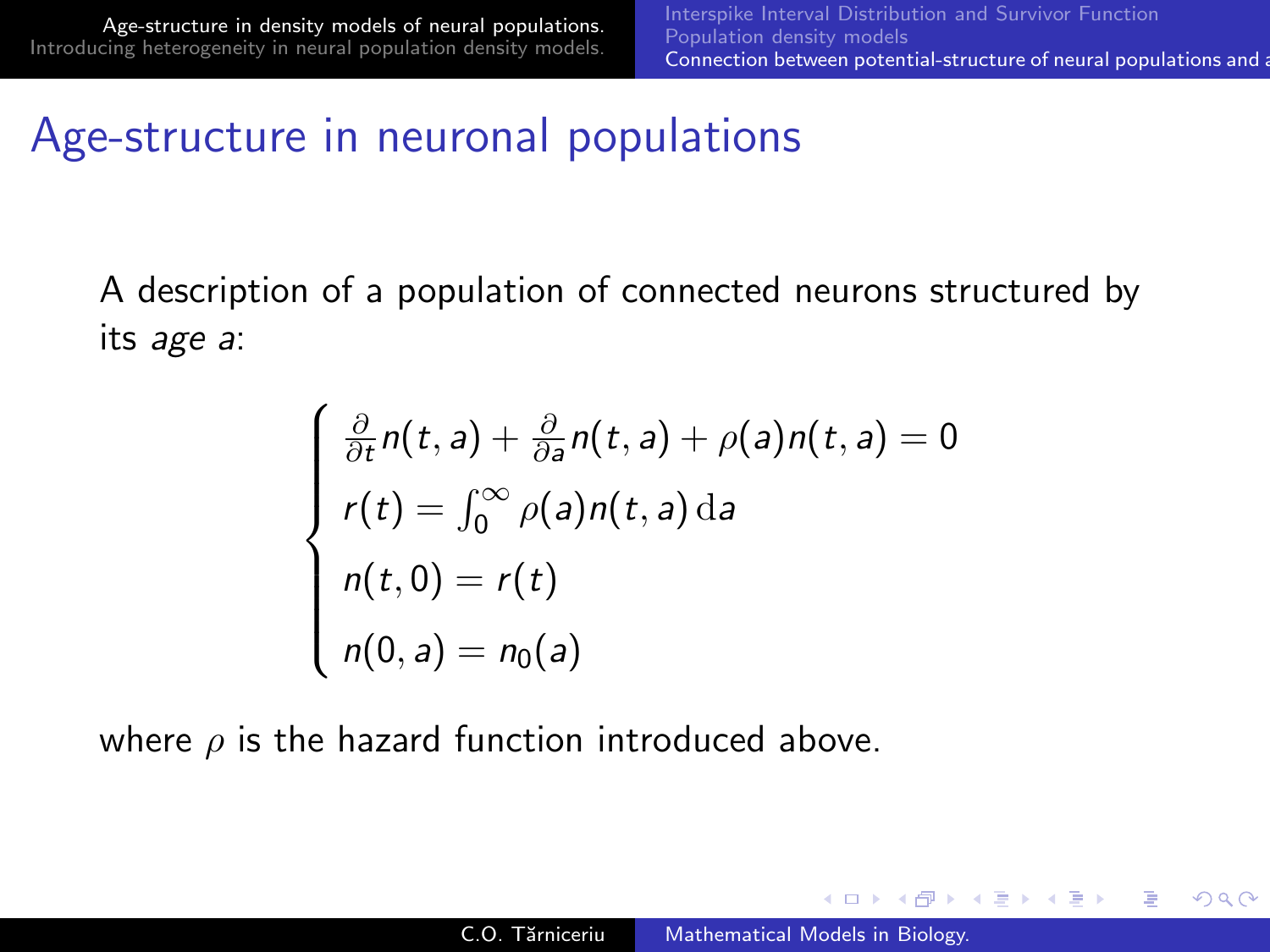## Age-structure in neuronal populations

A description of a population of connected neurons structured by its *age a*:

$$
\begin{cases}
\frac{\partial}{\partial t} n(t,a) + \frac{\partial}{\partial a} n(t,a) + \rho(a) n(t,a) = 0 \\
r(t) = \int_0^\infty \rho(a) n(t,a)\,\mathrm{d}a \\
n(t,0) = r(t) \\
n(0,a) = n_0(a)
\end{cases}
$$

where $\rho$ is the hazard function introduced above.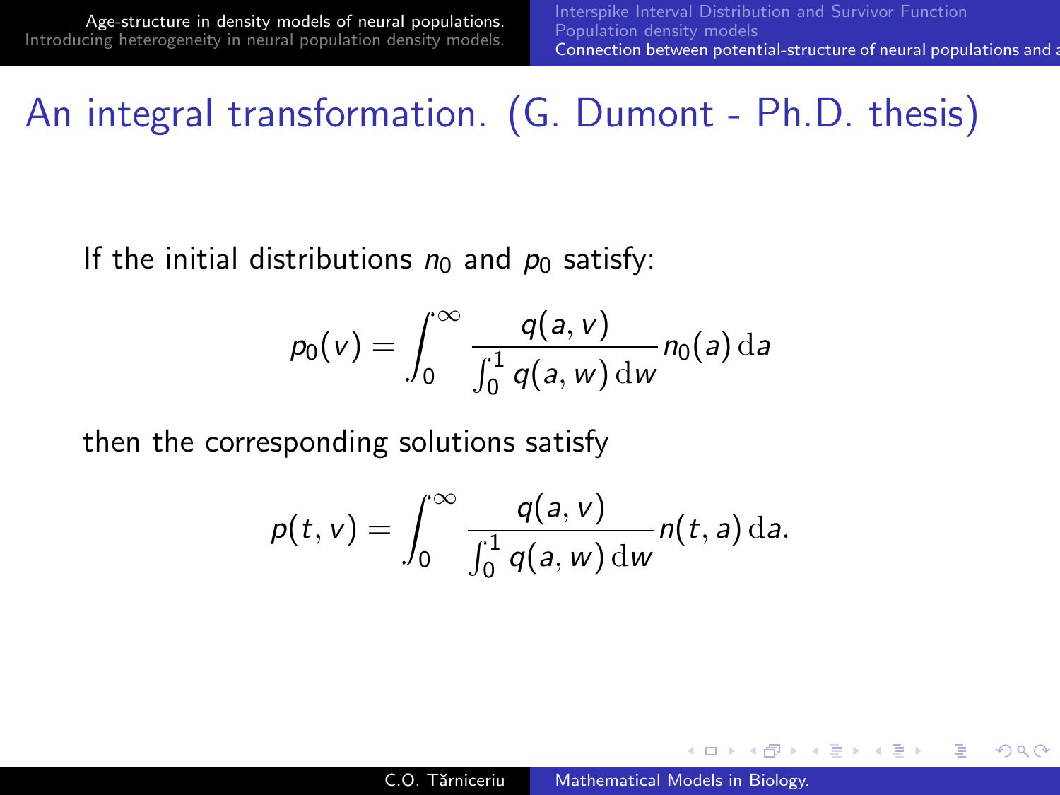# An integral transformation. (G. Dumont - Ph.D. thesis)

If the initial distributions $n_0$ and $p_0$ satisfy:

$$p_0(v) = \int_0^\infty \frac{q(a,v)}{\int_0^1 q(a,w)\,\mathrm{d}w} n_0(a)\,\mathrm{d}a$$

then the corresponding solutions satisfy

$$p(t,v) = \int_0^\infty \frac{q(a,v)}{\int_0^1 q(a,w)\,\mathrm{d}w} n(t,a)\,\mathrm{d}a.$$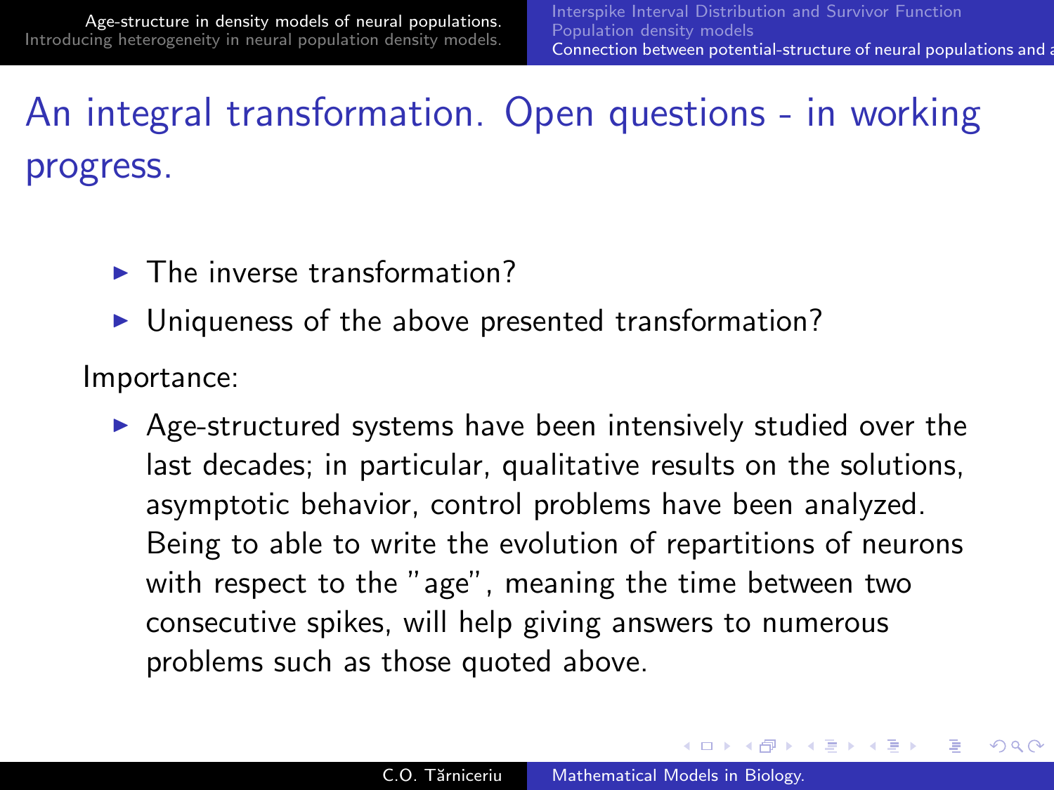# An integral transformation. Open questions - in working progress.

- The inverse transformation?
- Uniqueness of the above presented transformation?

Importance:

- Age-structured systems have been intensively studied over the last decades; in particular, qualitative results on the solutions, asymptotic behavior, control problems have been analyzed. Being to able to write the evolution of repartitions of neurons with respect to the "age", meaning the time between two consecutive spikes, will help giving answers to numerous problems such as those quoted above.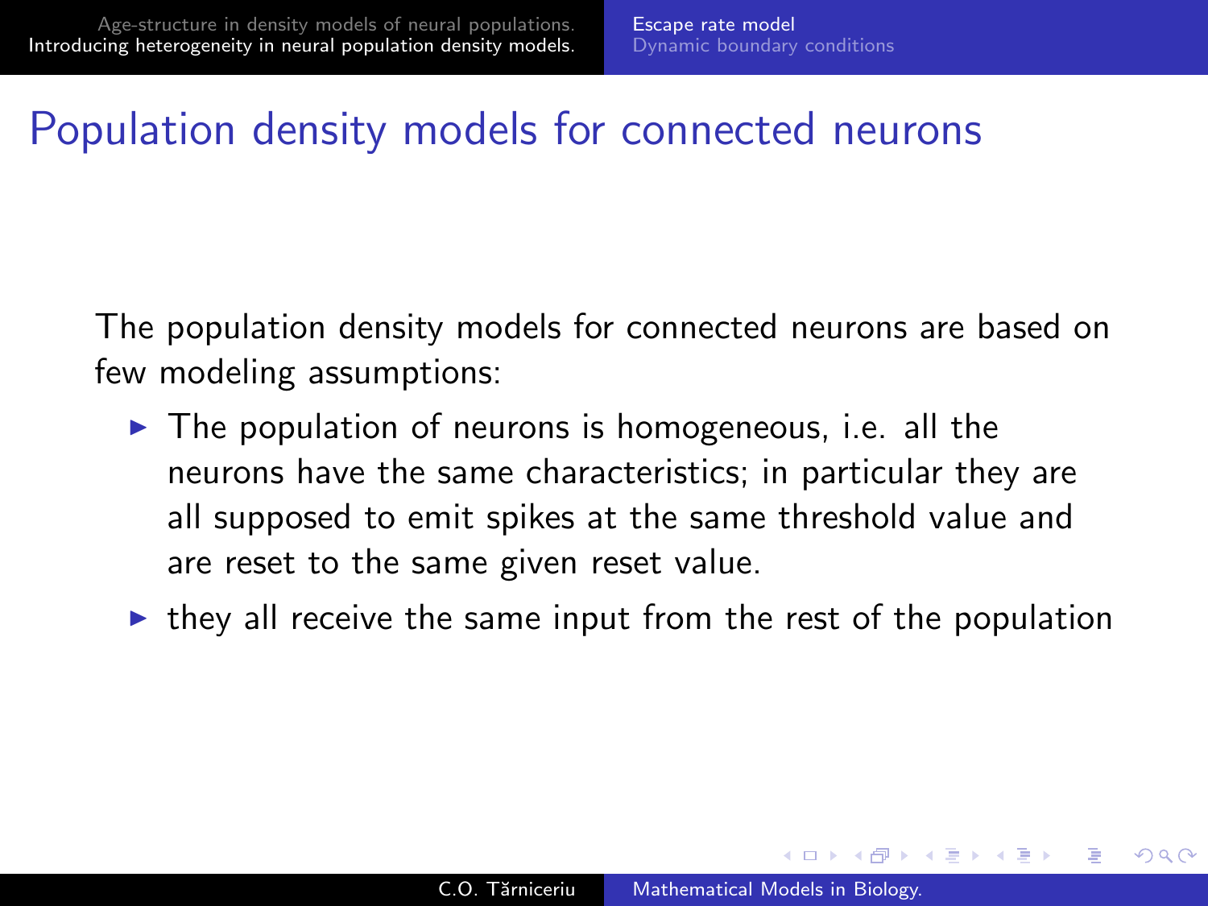# Population density models for connected neurons

The population density models for connected neurons are based on few modeling assumptions:

- The population of neurons is homogeneous, i.e. all the neurons have the same characteristics; in particular they are all supposed to emit spikes at the same threshold value and are reset to the same given reset value.
- they all receive the same input from the rest of the population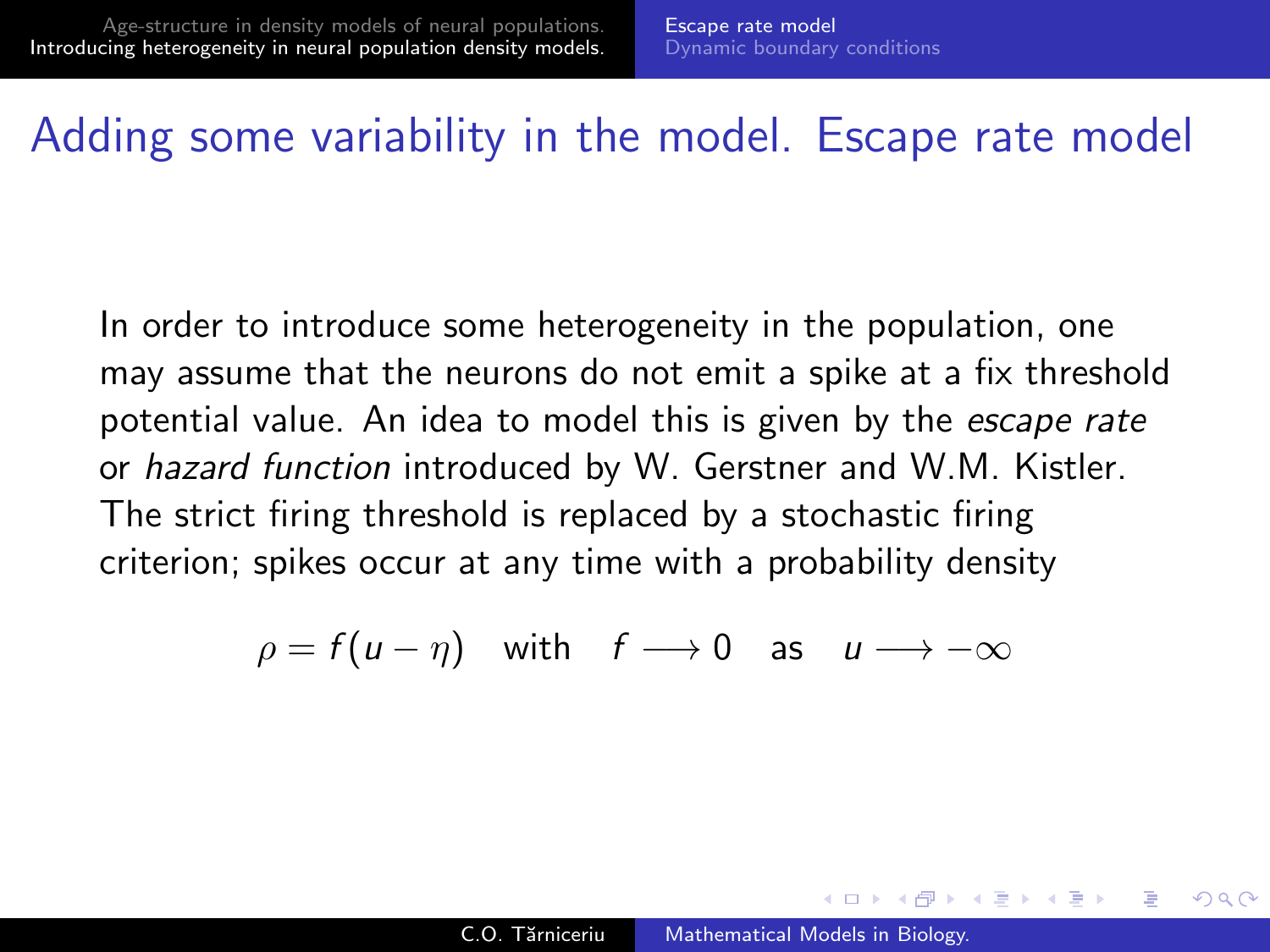# Adding some variability in the model. Escape rate model

In order to introduce some heterogeneity in the population, one may assume that the neurons do not emit a spike at a fix threshold potential value. An idea to model this is given by the *escape rate* or *hazard function* introduced by W. Gerstner and W.M. Kistler. The strict firing threshold is replaced by a stochastic firing criterion; spikes occur at any time with a probability density

$$\rho = f(u - \eta) \quad \text{with} \quad f \longrightarrow 0 \quad \text{as} \quad u \longrightarrow -\infty$$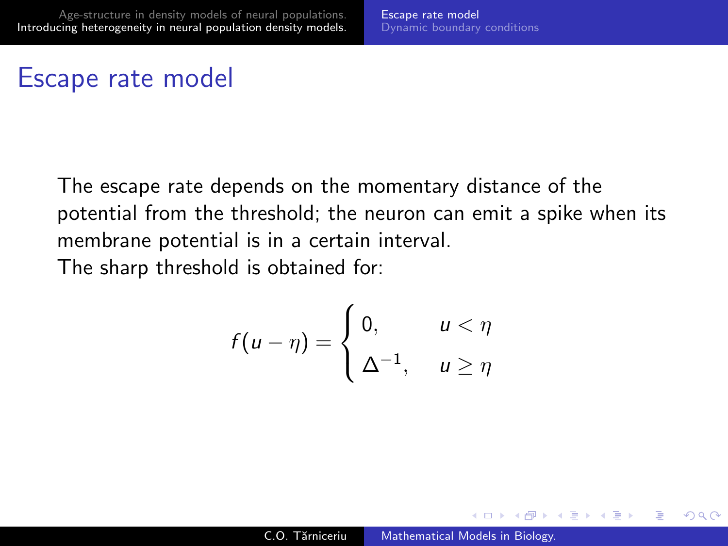# Escape rate model

The escape rate depends on the momentary distance of the potential from the threshold; the neuron can emit a spike when its membrane potential is in a certain interval.
The sharp threshold is obtained for:

$$f(u-\eta) = \begin{cases} 0, & u < \eta \\ \Delta^{-1}, & u \geq \eta \end{cases}$$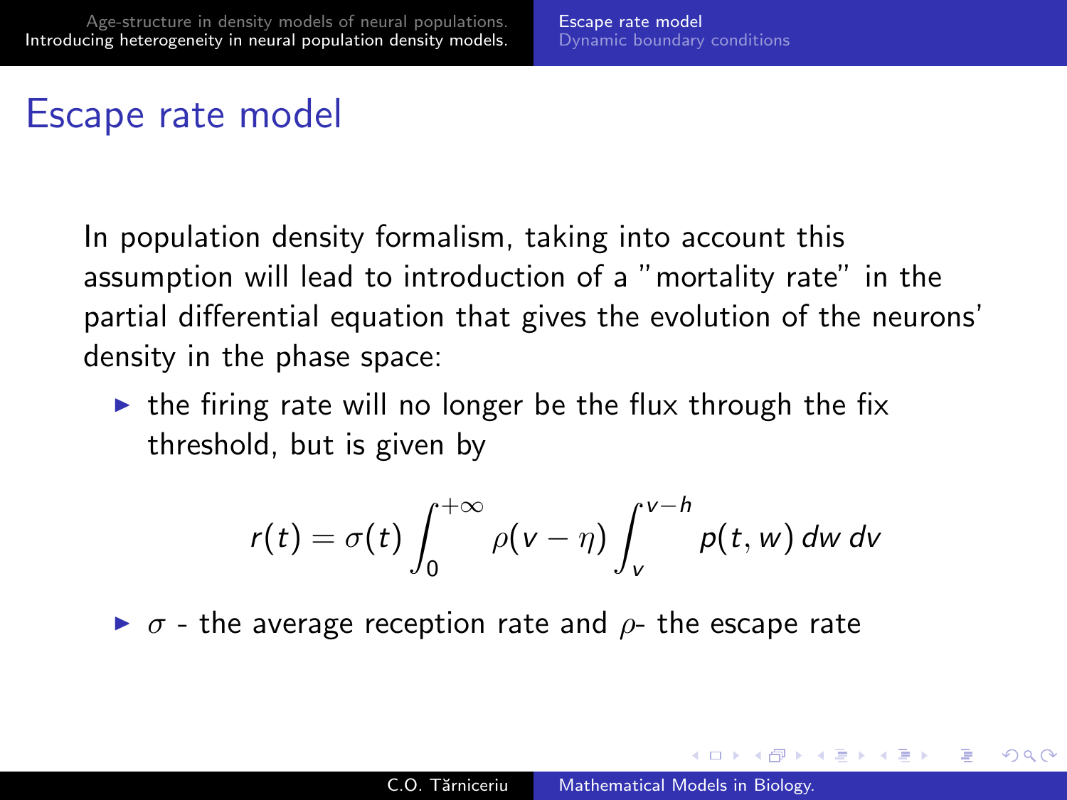# Escape rate model

In population density formalism, taking into account this assumption will lead to introduction of a "mortality rate" in the partial differential equation that gives the evolution of the neurons' density in the phase space:

- the firing rate will no longer be the flux through the fix threshold, but is given by

$$r(t) = \sigma(t) \int_0^{+\infty} \rho(v - \eta) \int_v^{v-h} p(t, w)\, dw\, dv$$

- $\sigma$ - the average reception rate and $\rho$- the escape rate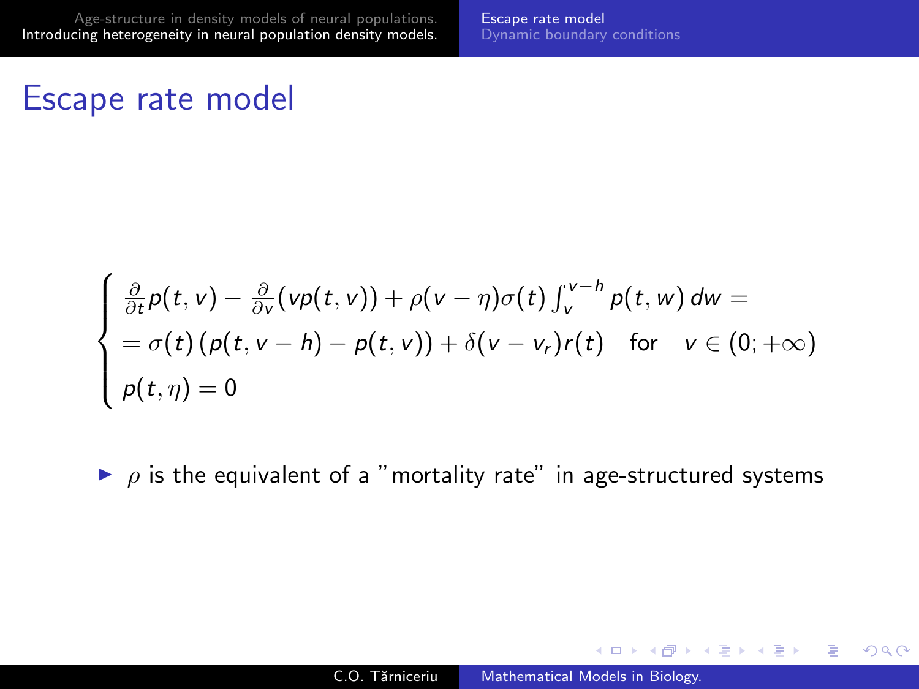# Escape rate model

$$
\begin{cases}
\frac{\partial}{\partial t} p(t,v) - \frac{\partial}{\partial v}(v p(t,v)) + \rho(v-\eta)\sigma(t) \int_v^{v-h} p(t,w)\,dw = \\
= \sigma(t)\left(p(t,v-h) - p(t,v)\right) + \delta(v - v_r) r(t) \quad \text{for} \quad v \in (0; +\infty) \\
p(t,\eta) = 0
\end{cases}
$$

- $\rho$ is the equivalent of a "mortality rate" in age-structured systems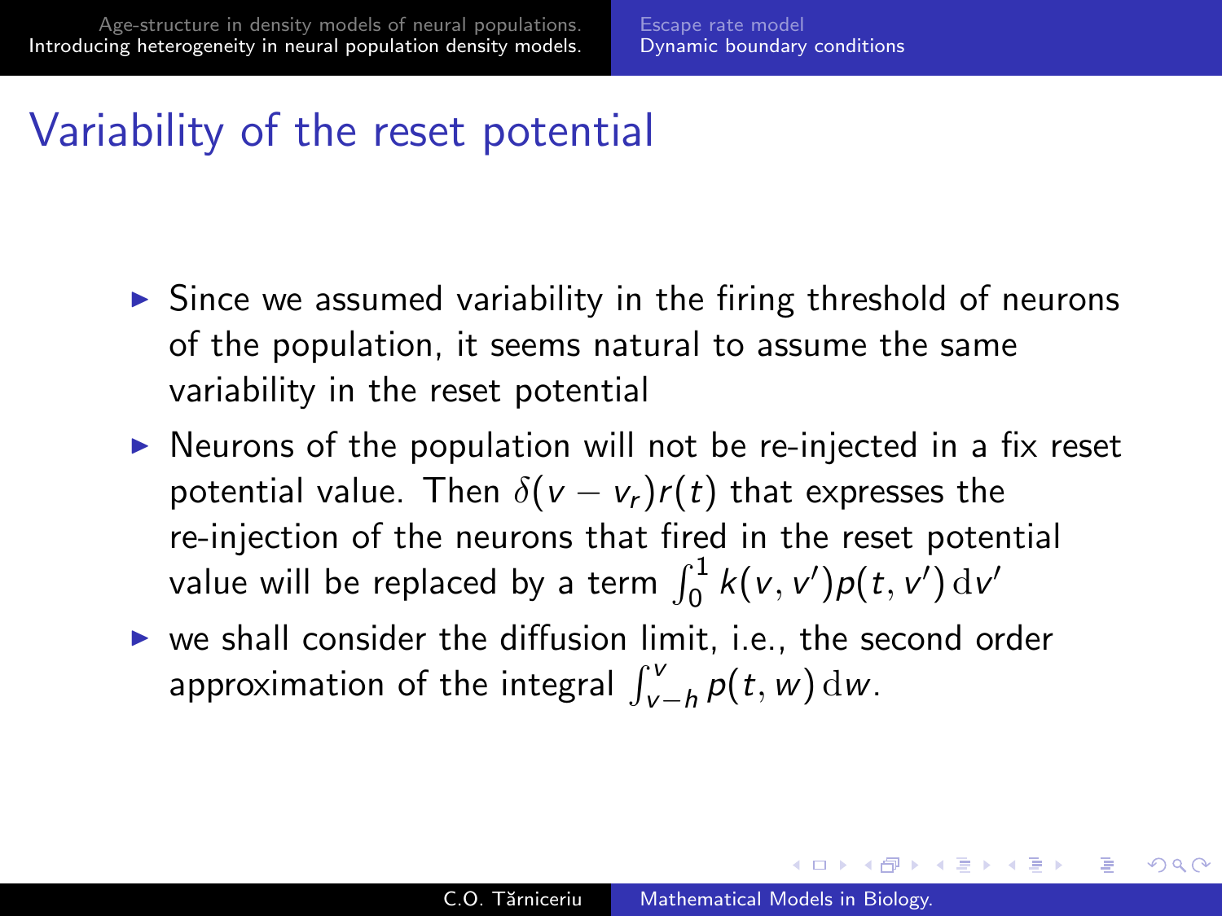# Variability of the reset potential

- Since we assumed variability in the firing threshold of neurons of the population, it seems natural to assume the same variability in the reset potential
- Neurons of the population will not be re-injected in a fix reset potential value. Then $\delta(v - v_r)r(t)$ that expresses the re-injection of the neurons that fired in the reset potential value will be replaced by a term $\int_0^1 k(v, v')p(t, v')\,\mathrm{d}v'$
- we shall consider the diffusion limit, i.e., the second order approximation of the integral $\int_{v-h}^{v} p(t, w)\,\mathrm{d}w$.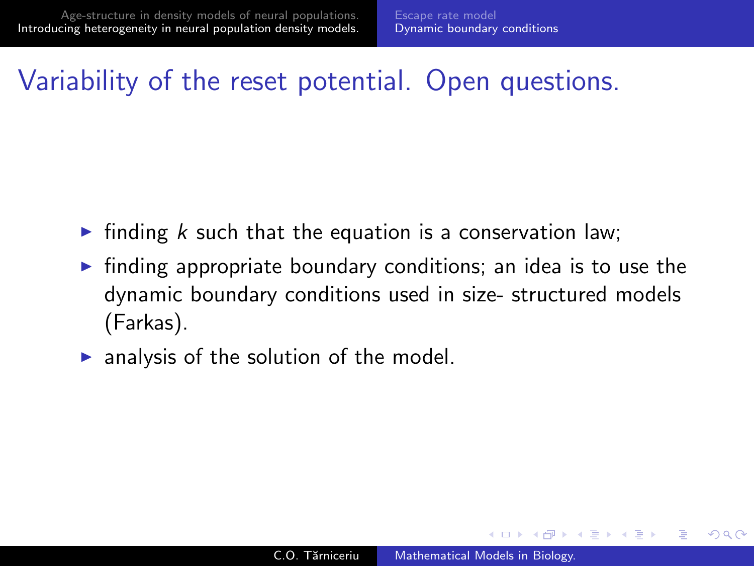# Variability of the reset potential. Open questions.

- finding $k$ such that the equation is a conservation law;
- finding appropriate boundary conditions; an idea is to use the dynamic boundary conditions used in size- structured models (Farkas).
- analysis of the solution of the model.